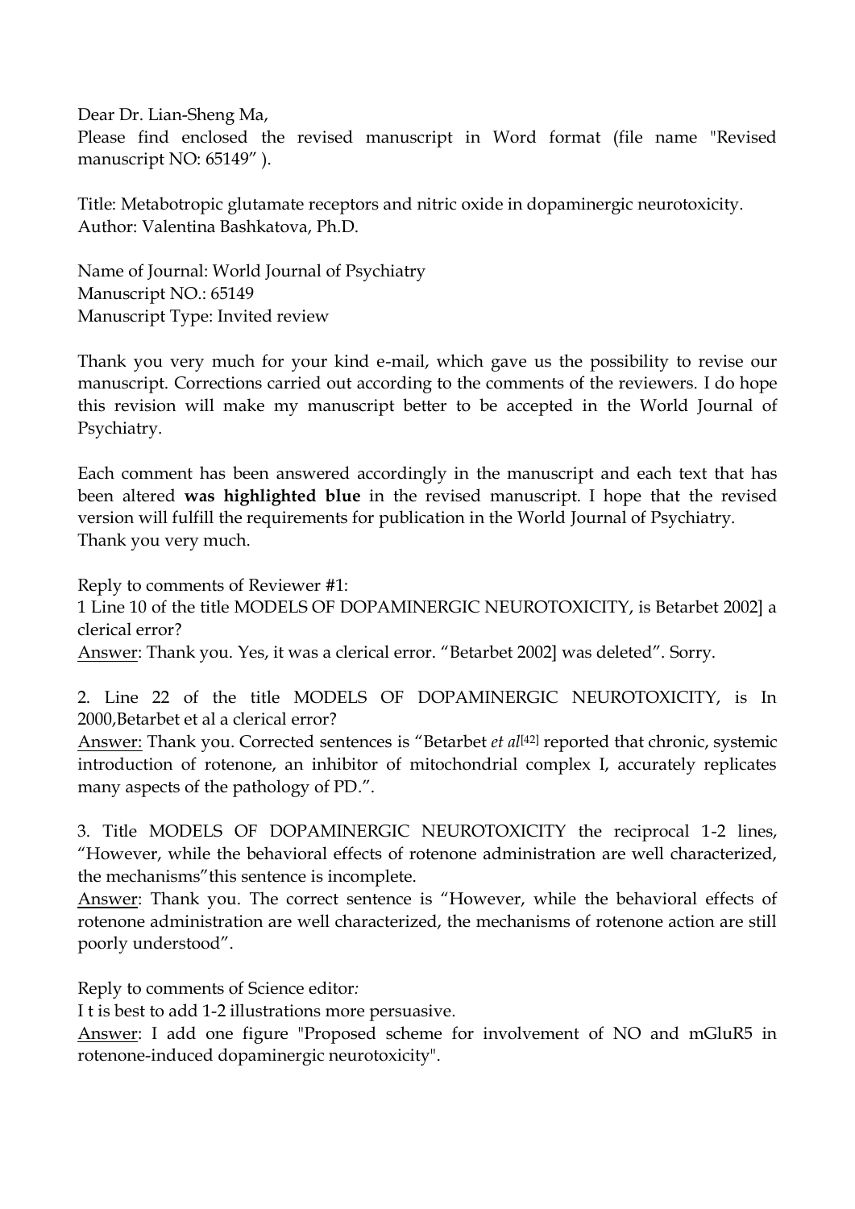Dear Dr. Lian-Sheng Ma,

Please find enclosed the revised manuscript in Word format (file name "Revised manuscript NO: 65149" ).

Title: Metabotropic glutamate receptors and nitric oxide in dopaminergic neurotoxicity.
Author: Valentina Bashkatova, Ph.D.

Name of Journal: World Journal of Psychiatry
Manuscript NO.: 65149
Manuscript Type: Invited review

Thank you very much for your kind e-mail, which gave us the possibility to revise our manuscript. Corrections carried out according to the comments of the reviewers. I do hope this revision will make my manuscript better to be accepted in the World Journal of Psychiatry.

Each comment has been answered accordingly in the manuscript and each text that has been altered **was highlighted blue** in the revised manuscript. I hope that the revised version will fulfill the requirements for publication in the World Journal of Psychiatry.
Thank you very much.

Reply to comments of Reviewer #1:

1 Line 10 of the title MODELS OF DOPAMINERGIC NEUROTOXICITY, is Betarbet 2002] a clerical error?

Answer: Thank you. Yes, it was a clerical error. "Betarbet 2002] was deleted". Sorry.

2. Line 22 of the title MODELS OF DOPAMINERGIC NEUROTOXICITY, is In 2000,Betarbet et al a clerical error?

Answer: Thank you. Corrected sentences is "Betarbet *et al*[42] reported that chronic, systemic introduction of rotenone, an inhibitor of mitochondrial complex I, accurately replicates many aspects of the pathology of PD.".

3. Title MODELS OF DOPAMINERGIC NEUROTOXICITY the reciprocal 1-2 lines, "However, while the behavioral effects of rotenone administration are well characterized, the mechanisms"this sentence is incomplete.

Answer: Thank you. The correct sentence is "However, while the behavioral effects of rotenone administration are well characterized, the mechanisms of rotenone action are still poorly understood".

Reply to comments of Science editor*:*

I t is best to add 1-2 illustrations more persuasive.

Answer: I add one figure "Proposed scheme for involvement of NO and mGluR5 in rotenone-induced dopaminergic neurotoxicity".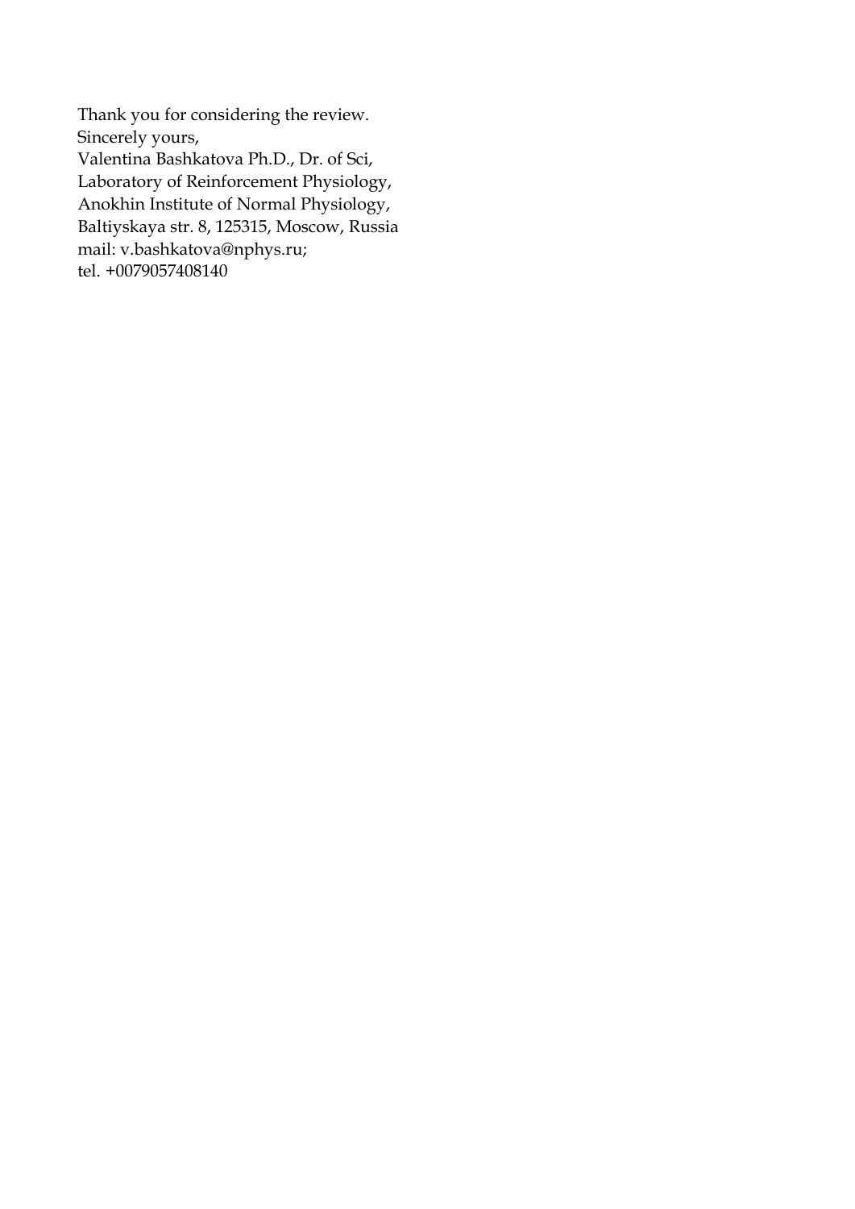Thank you for considering the review.
Sincerely yours,
Valentina Bashkatova Ph.D., Dr. of Sci,
Laboratory of Reinforcement Physiology,
Anokhin Institute of Normal Physiology,
Baltiyskaya str. 8, 125315, Moscow, Russia
mail: v.bashkatova@nphys.ru;
tel. +0079057408140